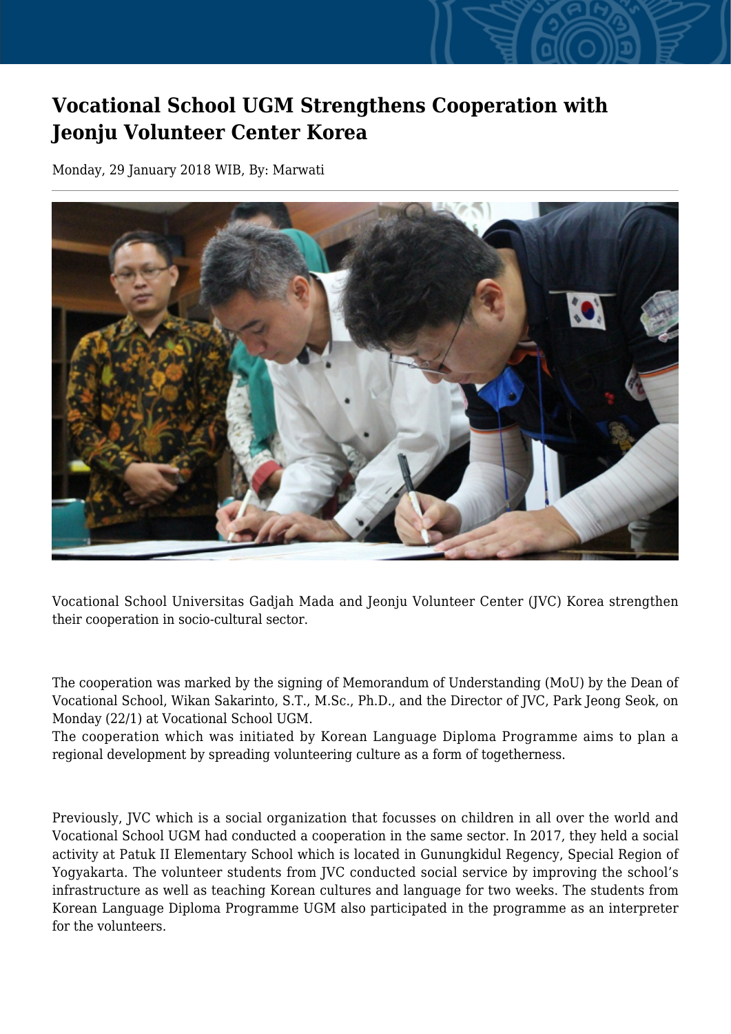# Vocational School UGM Strengthens Cooperation with Jeonju Volunteer Center Korea

Monday, 29 January 2018 WIB, By: Marwati

Vocational School Universitas Gadjah Mada and Jeonju Volunteer Center (JVC) Korea strengthen their cooperation in socio-cultural sector.

The cooperation was marked by the signing of Memorandum of Understanding (MoU) by the Dean of Vocational School, Wikan Sakarinto, S.T., M.Sc., Ph.D., and the Director of JVC, Park Jeong Seok, on Monday (22/1) at Vocational School UGM.

The cooperation which was initiated by Korean Language Diploma Programme aims to plan a regional development by spreading volunteering culture as a form of togetherness.

Previously, JVC which is a social organization that focusses on children in all over the world and Vocational School UGM had conducted a cooperation in the same sector. In 2017, they held a social activity at Patuk II Elementary School which is located in Gunungkidul Regency, Special Region of Yogyakarta. The volunteer students from JVC conducted social service by improving the school's infrastructure as well as teaching Korean cultures and language for two weeks. The students from Korean Language Diploma Programme UGM also participated in the programme as an interpreter for the volunteers.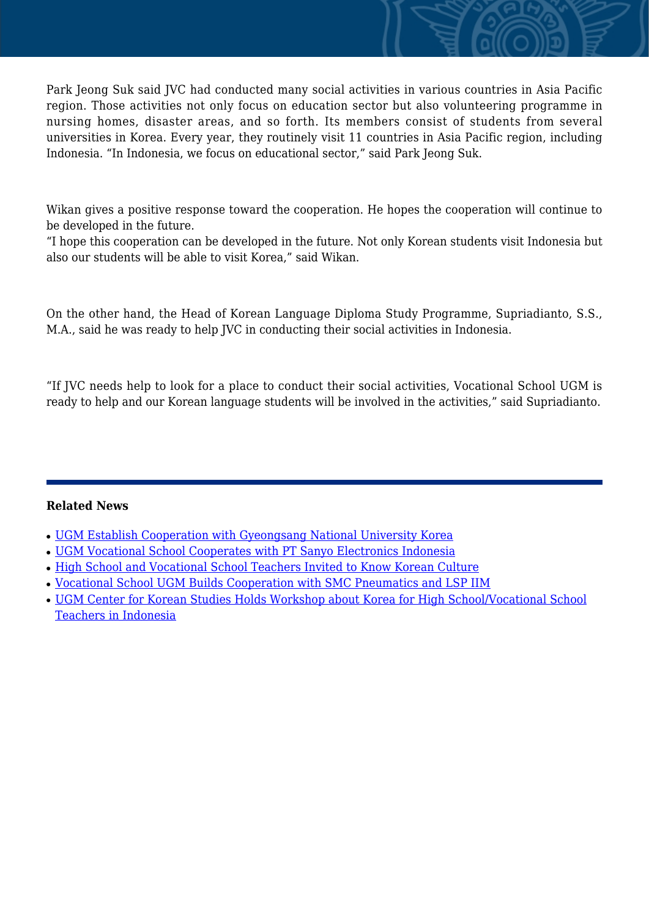Park Jeong Suk said JVC had conducted many social activities in various countries in Asia Pacific region. Those activities not only focus on education sector but also volunteering programme in nursing homes, disaster areas, and so forth. Its members consist of students from several universities in Korea. Every year, they routinely visit 11 countries in Asia Pacific region, including Indonesia. “In Indonesia, we focus on educational sector,” said Park Jeong Suk.

Wikan gives a positive response toward the cooperation. He hopes the cooperation will continue to be developed in the future.
“I hope this cooperation can be developed in the future. Not only Korean students visit Indonesia but also our students will be able to visit Korea,” said Wikan.

On the other hand, the Head of Korean Language Diploma Study Programme, Supriadianto, S.S., M.A., said he was ready to help JVC in conducting their social activities in Indonesia.

“If JVC needs help to look for a place to conduct their social activities, Vocational School UGM is ready to help and our Korean language students will be involved in the activities,” said Supriadianto.

---

**Related News**

- UGM Establish Cooperation with Gyeongsang National University Korea
- UGM Vocational School Cooperates with PT Sanyo Electronics Indonesia
- High School and Vocational School Teachers Invited to Know Korean Culture
- Vocational School UGM Builds Cooperation with SMC Pneumatics and LSP IIM
- UGM Center for Korean Studies Holds Workshop about Korea for High School/Vocational School Teachers in Indonesia